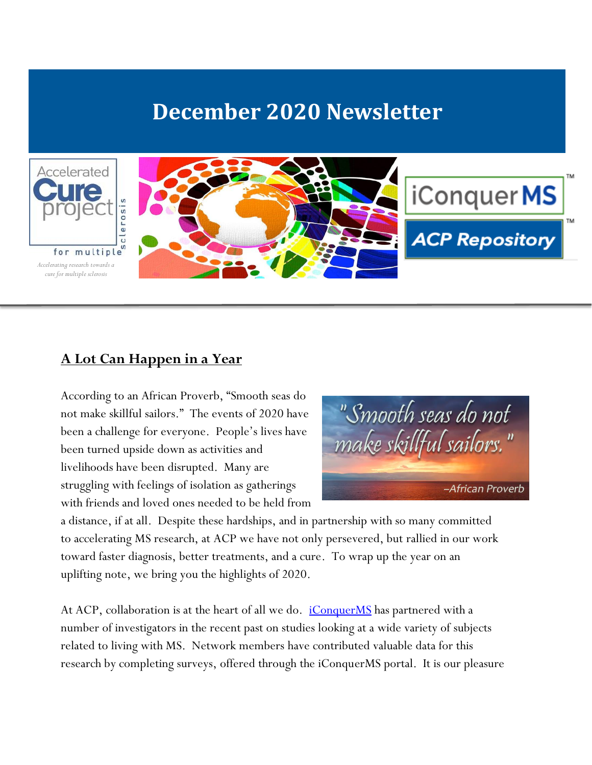# December 2020 Newsletter

## A Lot Can Happen in a Year

According to an African Proverb, "Smooth seas do not make skillful sailors." The events of 2020 have been a challenge for everyone. People's lives have been turned upside down as activities and livelihoods have been disrupted. Many are struggling with feelings of isolation as gatherings with friends and loved ones needed to be held from a distance, if at all. Despite these hardships, and in partnership with so many committed to accelerating MS research, at ACP we have not only persevered, but rallied in our work toward faster diagnosis, better treatments, and a cure. To wrap up the year on an uplifting note, we bring you the highlights of 2020.

At ACP, collaboration is at the heart of all we do. iConquerMS has partnered with a number of investigators in the recent past on studies looking at a wide variety of subjects related to living with MS. Network members have contributed valuable data for this research by completing surveys, offered through the iConquerMS portal. It is our pleasure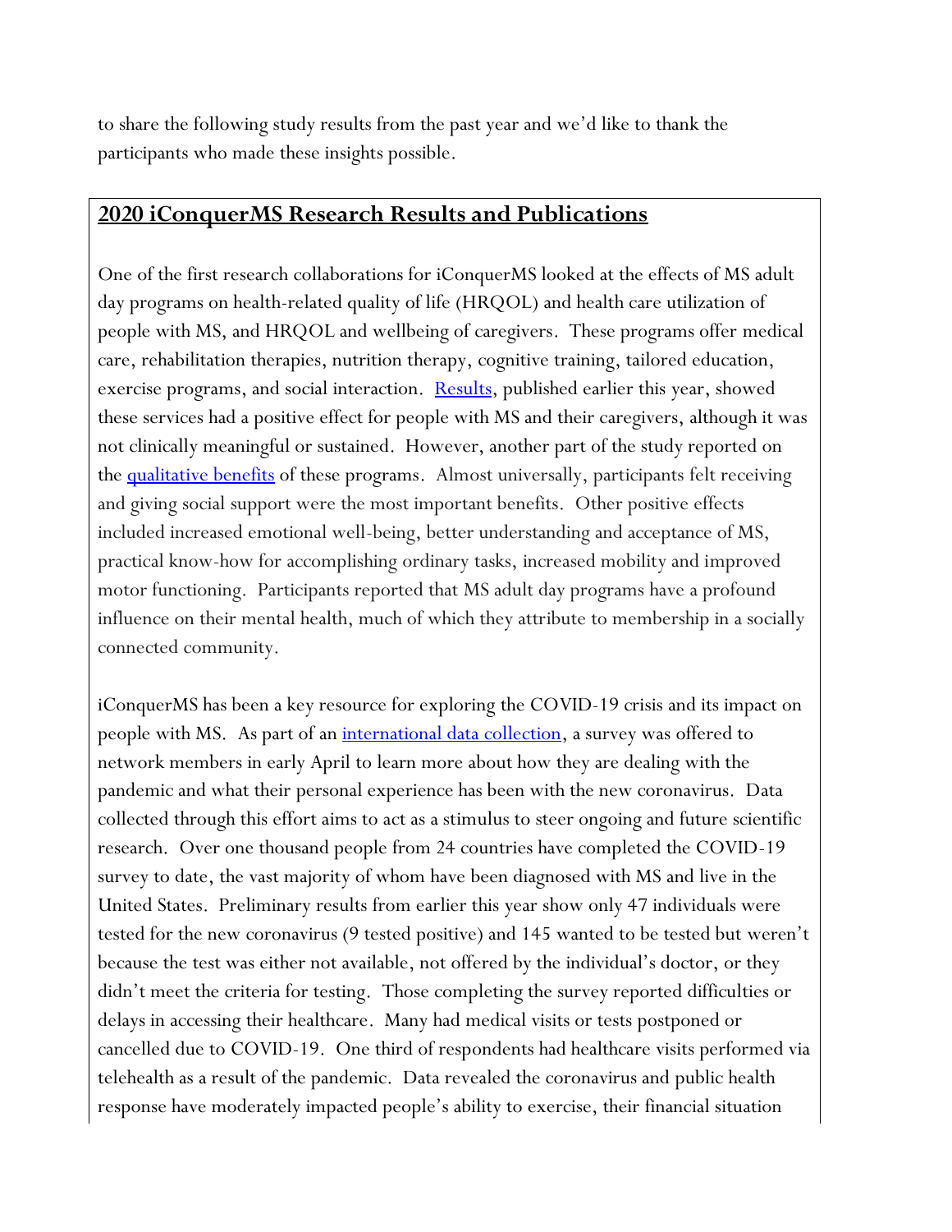to share the following study results from the past year and we'd like to thank the participants who made these insights possible.

## **2020 iConquerMS Research Results and Publications**

One of the first research collaborations for iConquerMS looked at the effects of MS adult day programs on health-related quality of life (HRQOL) and health care utilization of people with MS, and HRQOL and wellbeing of caregivers. These programs offer medical care, rehabilitation therapies, nutrition therapy, cognitive training, tailored education, exercise programs, and social interaction. Results, published earlier this year, showed these services had a positive effect for people with MS and their caregivers, although it was not clinically meaningful or sustained. However, another part of the study reported on the qualitative benefits of these programs. Almost universally, participants felt receiving and giving social support were the most important benefits. Other positive effects included increased emotional well-being, better understanding and acceptance of MS, practical know-how for accomplishing ordinary tasks, increased mobility and improved motor functioning. Participants reported that MS adult day programs have a profound influence on their mental health, much of which they attribute to membership in a socially connected community.

iConquerMS has been a key resource for exploring the COVID-19 crisis and its impact on people with MS. As part of an international data collection, a survey was offered to network members in early April to learn more about how they are dealing with the pandemic and what their personal experience has been with the new coronavirus. Data collected through this effort aims to act as a stimulus to steer ongoing and future scientific research. Over one thousand people from 24 countries have completed the COVID-19 survey to date, the vast majority of whom have been diagnosed with MS and live in the United States. Preliminary results from earlier this year show only 47 individuals were tested for the new coronavirus (9 tested positive) and 145 wanted to be tested but weren't because the test was either not available, not offered by the individual's doctor, or they didn't meet the criteria for testing. Those completing the survey reported difficulties or delays in accessing their healthcare. Many had medical visits or tests postponed or cancelled due to COVID-19. One third of respondents had healthcare visits performed via telehealth as a result of the pandemic. Data revealed the coronavirus and public health response have moderately impacted people's ability to exercise, their financial situation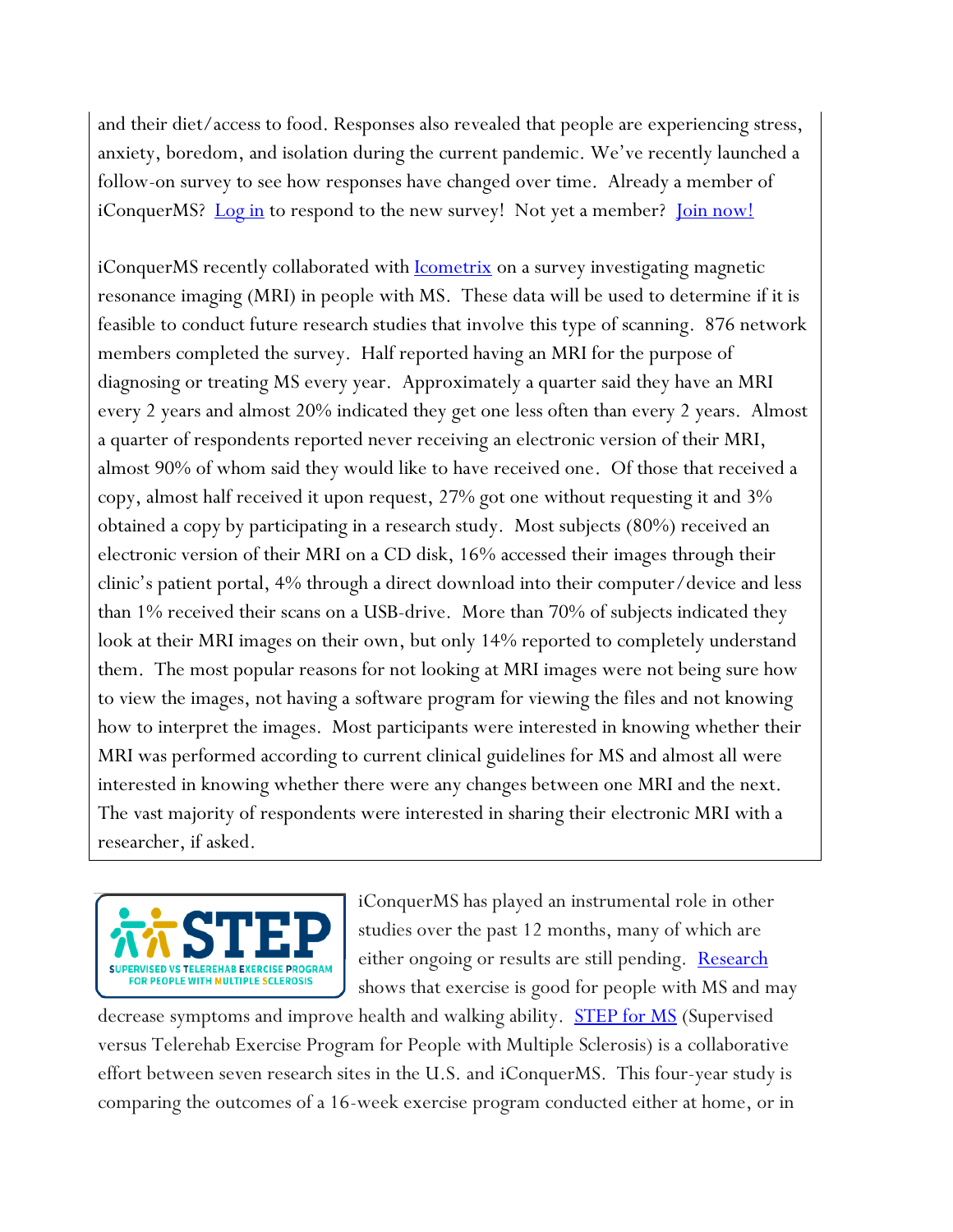and their diet/access to food. Responses also revealed that people are experiencing stress, anxiety, boredom, and isolation during the current pandemic. We've recently launched a follow-on survey to see how responses have changed over time. Already a member of iConquerMS? Log in to respond to the new survey! Not yet a member? Join now!

iConquerMS recently collaborated with Icometrix on a survey investigating magnetic resonance imaging (MRI) in people with MS. These data will be used to determine if it is feasible to conduct future research studies that involve this type of scanning. 876 network members completed the survey. Half reported having an MRI for the purpose of diagnosing or treating MS every year. Approximately a quarter said they have an MRI every 2 years and almost 20% indicated they get one less often than every 2 years. Almost a quarter of respondents reported never receiving an electronic version of their MRI, almost 90% of whom said they would like to have received one. Of those that received a copy, almost half received it upon request, 27% got one without requesting it and 3% obtained a copy by participating in a research study. Most subjects (80%) received an electronic version of their MRI on a CD disk, 16% accessed their images through their clinic's patient portal, 4% through a direct download into their computer/device and less than 1% received their scans on a USB-drive. More than 70% of subjects indicated they look at their MRI images on their own, but only 14% reported to completely understand them. The most popular reasons for not looking at MRI images were not being sure how to view the images, not having a software program for viewing the files and not knowing how to interpret the images. Most participants were interested in knowing whether their MRI was performed according to current clinical guidelines for MS and almost all were interested in knowing whether there were any changes between one MRI and the next. The vast majority of respondents were interested in sharing their electronic MRI with a researcher, if asked.

STEP — SUPERVISED VS TELEREHAB EXERCISE PROGRAM FOR PEOPLE WITH MULTIPLE SCLEROSIS

iConquerMS has played an instrumental role in other studies over the past 12 months, many of which are either ongoing or results are still pending. Research shows that exercise is good for people with MS and may decrease symptoms and improve health and walking ability. STEP for MS (Supervised versus Telerehab Exercise Program for People with Multiple Sclerosis) is a collaborative effort between seven research sites in the U.S. and iConquerMS. This four-year study is comparing the outcomes of a 16-week exercise program conducted either at home, or in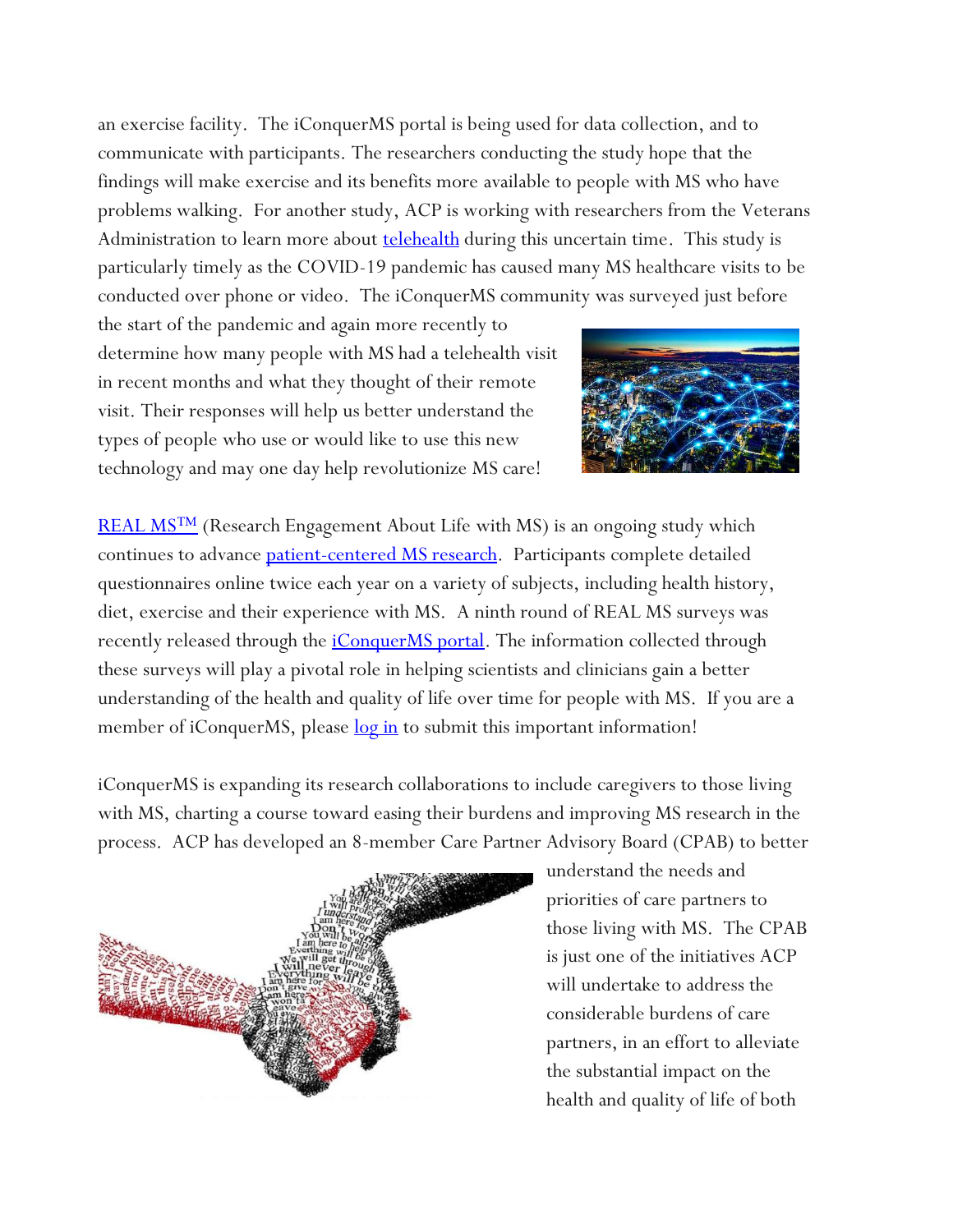an exercise facility. The iConquerMS portal is being used for data collection, and to communicate with participants. The researchers conducting the study hope that the findings will make exercise and its benefits more available to people with MS who have problems walking. For another study, ACP is working with researchers from the Veterans Administration to learn more about [telehealth]() during this uncertain time. This study is particularly timely as the COVID-19 pandemic has caused many MS healthcare visits to be conducted over phone or video. The iConquerMS community was surveyed just before the start of the pandemic and again more recently to determine how many people with MS had a telehealth visit in recent months and what they thought of their remote visit. Their responses will help us better understand the types of people who use or would like to use this new technology and may one day help revolutionize MS care!

[REAL MS™]() (Research Engagement About Life with MS) is an ongoing study which continues to advance [patient-centered MS research](). Participants complete detailed questionnaires online twice each year on a variety of subjects, including health history, diet, exercise and their experience with MS. A ninth round of REAL MS surveys was recently released through the [iConquerMS portal](). The information collected through these surveys will play a pivotal role in helping scientists and clinicians gain a better understanding of the health and quality of life over time for people with MS. If you are a member of iConquerMS, please [log in]() to submit this important information!

iConquerMS is expanding its research collaborations to include caregivers to those living with MS, charting a course toward easing their burdens and improving MS research in the process. ACP has developed an 8-member Care Partner Advisory Board (CPAB) to better understand the needs and priorities of care partners to those living with MS. The CPAB is just one of the initiatives ACP will undertake to address the considerable burdens of care partners, in an effort to alleviate the substantial impact on the health and quality of life of both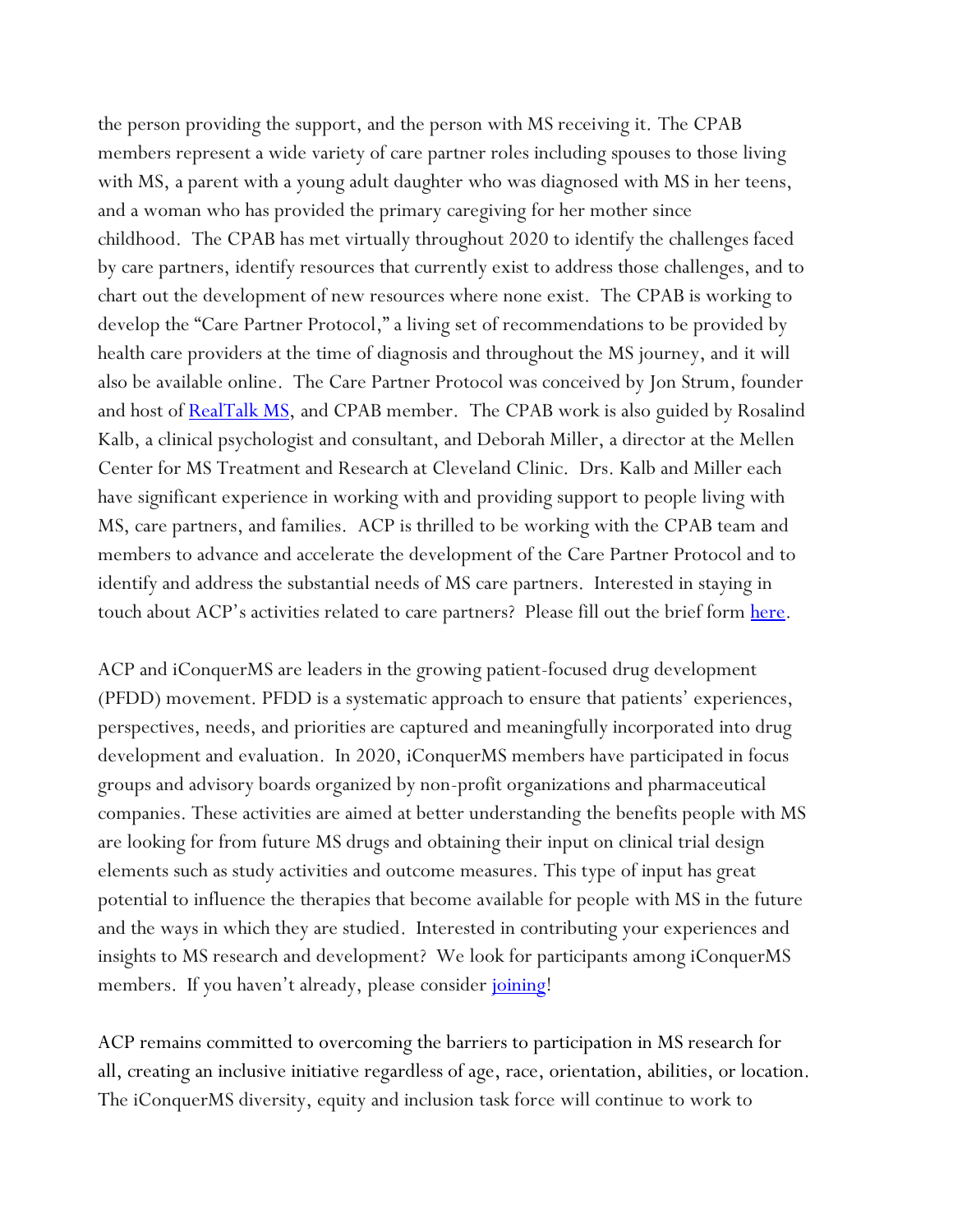the person providing the support, and the person with MS receiving it. The CPAB members represent a wide variety of care partner roles including spouses to those living with MS, a parent with a young adult daughter who was diagnosed with MS in her teens, and a woman who has provided the primary caregiving for her mother since childhood. The CPAB has met virtually throughout 2020 to identify the challenges faced by care partners, identify resources that currently exist to address those challenges, and to chart out the development of new resources where none exist. The CPAB is working to develop the "Care Partner Protocol," a living set of recommendations to be provided by health care providers at the time of diagnosis and throughout the MS journey, and it will also be available online. The Care Partner Protocol was conceived by Jon Strum, founder and host of RealTalk MS, and CPAB member. The CPAB work is also guided by Rosalind Kalb, a clinical psychologist and consultant, and Deborah Miller, a director at the Mellen Center for MS Treatment and Research at Cleveland Clinic. Drs. Kalb and Miller each have significant experience in working with and providing support to people living with MS, care partners, and families. ACP is thrilled to be working with the CPAB team and members to advance and accelerate the development of the Care Partner Protocol and to identify and address the substantial needs of MS care partners. Interested in staying in touch about ACP's activities related to care partners? Please fill out the brief form here.

ACP and iConquerMS are leaders in the growing patient-focused drug development (PFDD) movement. PFDD is a systematic approach to ensure that patients' experiences, perspectives, needs, and priorities are captured and meaningfully incorporated into drug development and evaluation. In 2020, iConquerMS members have participated in focus groups and advisory boards organized by non-profit organizations and pharmaceutical companies. These activities are aimed at better understanding the benefits people with MS are looking for from future MS drugs and obtaining their input on clinical trial design elements such as study activities and outcome measures. This type of input has great potential to influence the therapies that become available for people with MS in the future and the ways in which they are studied. Interested in contributing your experiences and insights to MS research and development? We look for participants among iConquerMS members. If you haven't already, please consider joining!

ACP remains committed to overcoming the barriers to participation in MS research for all, creating an inclusive initiative regardless of age, race, orientation, abilities, or location. The iConquerMS diversity, equity and inclusion task force will continue to work to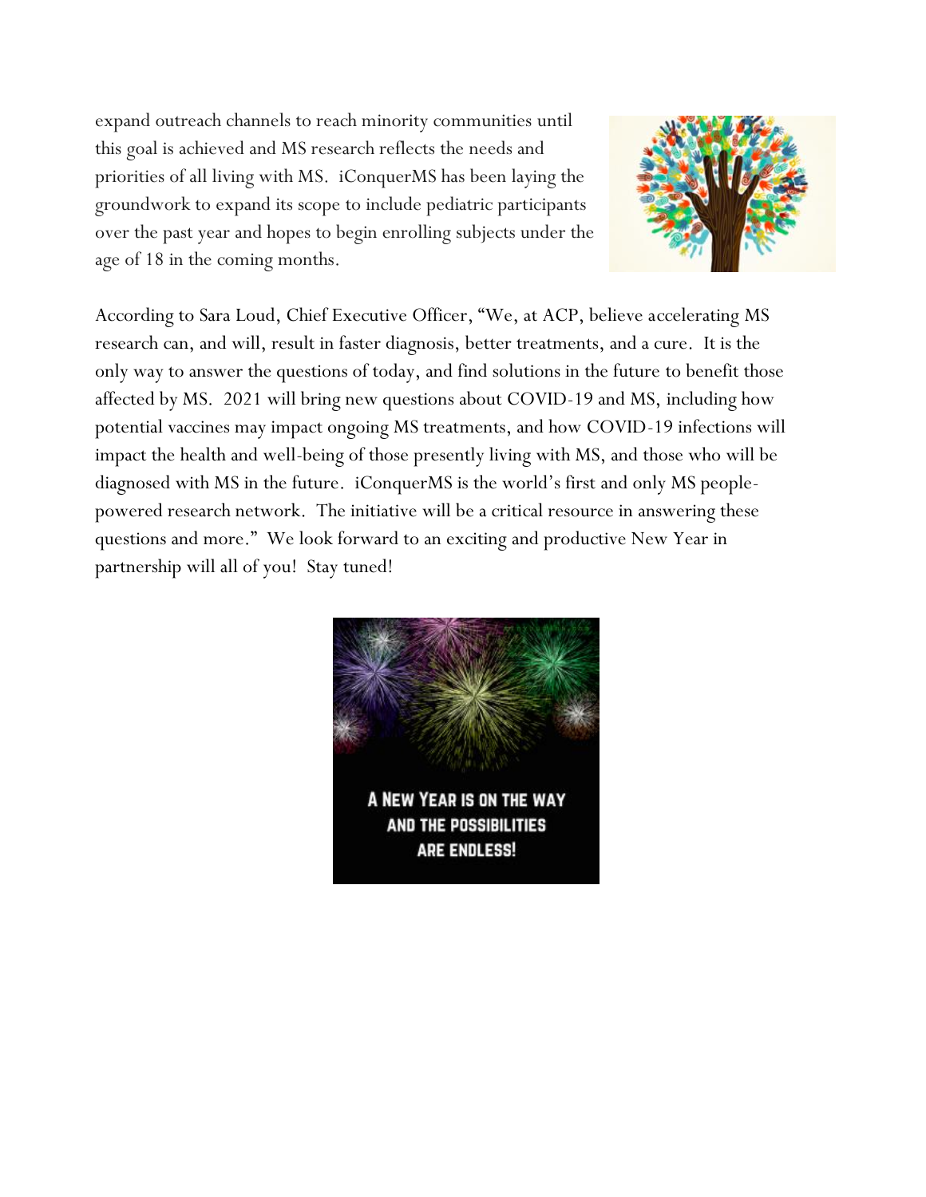expand outreach channels to reach minority communities until this goal is achieved and MS research reflects the needs and priorities of all living with MS. iConquerMS has been laying the groundwork to expand its scope to include pediatric participants over the past year and hopes to begin enrolling subjects under the age of 18 in the coming months.

According to Sara Loud, Chief Executive Officer, "We, at ACP, believe accelerating MS research can, and will, result in faster diagnosis, better treatments, and a cure. It is the only way to answer the questions of today, and find solutions in the future to benefit those affected by MS. 2021 will bring new questions about COVID-19 and MS, including how potential vaccines may impact ongoing MS treatments, and how COVID-19 infections will impact the health and well-being of those presently living with MS, and those who will be diagnosed with MS in the future. iConquerMS is the world's first and only MS people-powered research network. The initiative will be a critical resource in answering these questions and more." We look forward to an exciting and productive New Year in partnership will all of you! Stay tuned!

A NEW YEAR IS ON THE WAY AND THE POSSIBILITIES ARE ENDLESS!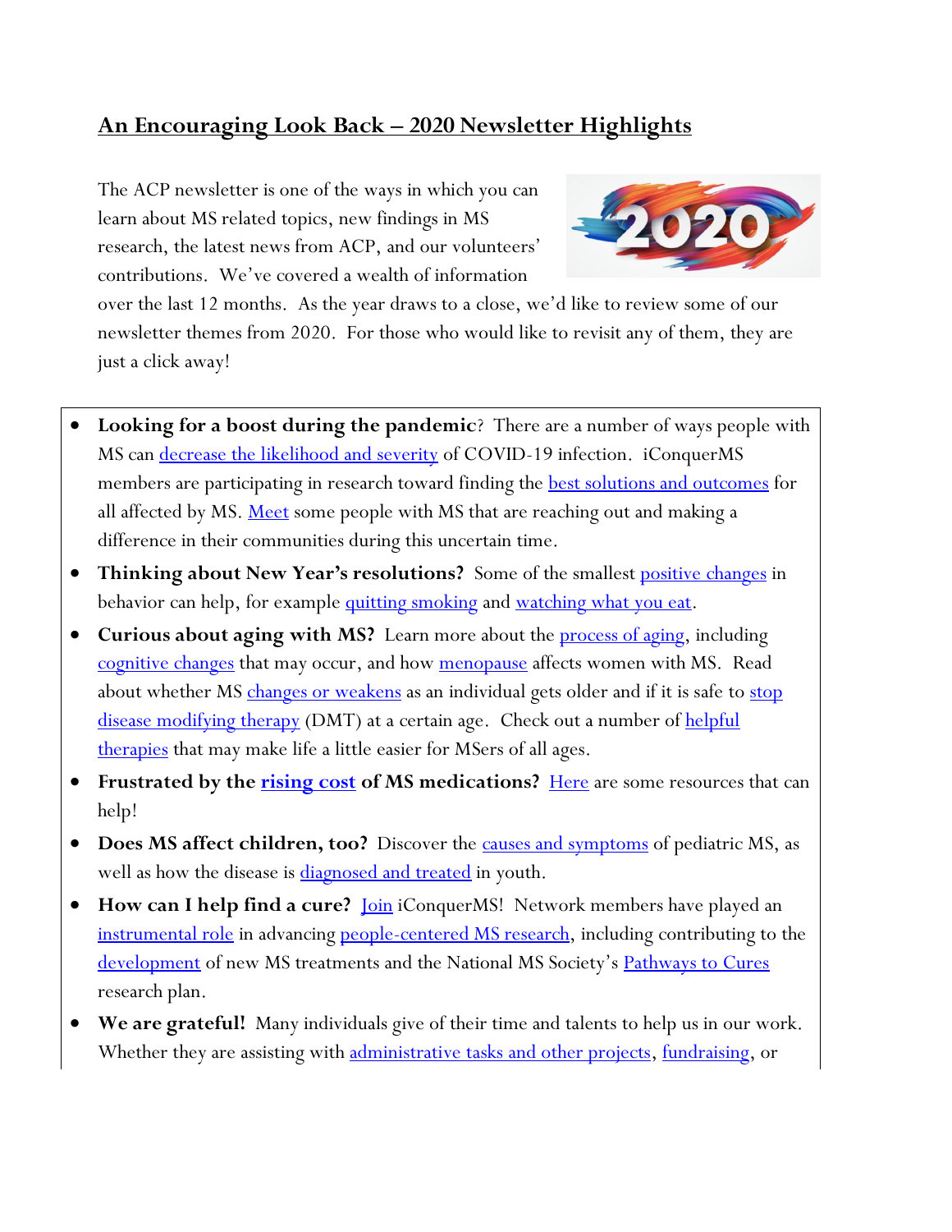## An Encouraging Look Back – 2020 Newsletter Highlights

The ACP newsletter is one of the ways in which you can learn about MS related topics, new findings in MS research, the latest news from ACP, and our volunteers' contributions. We've covered a wealth of information over the last 12 months. As the year draws to a close, we'd like to review some of our newsletter themes from 2020. For those who would like to revisit any of them, they are just a click away!

- **Looking for a boost during the pandemic**? There are a number of ways people with MS can decrease the likelihood and severity of COVID-19 infection. iConquerMS members are participating in research toward finding the best solutions and outcomes for all affected by MS. Meet some people with MS that are reaching out and making a difference in their communities during this uncertain time.
- **Thinking about New Year's resolutions?** Some of the smallest positive changes in behavior can help, for example quitting smoking and watching what you eat.
- **Curious about aging with MS?** Learn more about the process of aging, including cognitive changes that may occur, and how menopause affects women with MS. Read about whether MS changes or weakens as an individual gets older and if it is safe to stop disease modifying therapy (DMT) at a certain age. Check out a number of helpful therapies that may make life a little easier for MSers of all ages.
- **Frustrated by the rising cost of MS medications?** Here are some resources that can help!
- **Does MS affect children, too?** Discover the causes and symptoms of pediatric MS, as well as how the disease is diagnosed and treated in youth.
- **How can I help find a cure?** Join iConquerMS! Network members have played an instrumental role in advancing people-centered MS research, including contributing to the development of new MS treatments and the National MS Society's Pathways to Cures research plan.
- **We are grateful!** Many individuals give of their time and talents to help us in our work. Whether they are assisting with administrative tasks and other projects, fundraising, or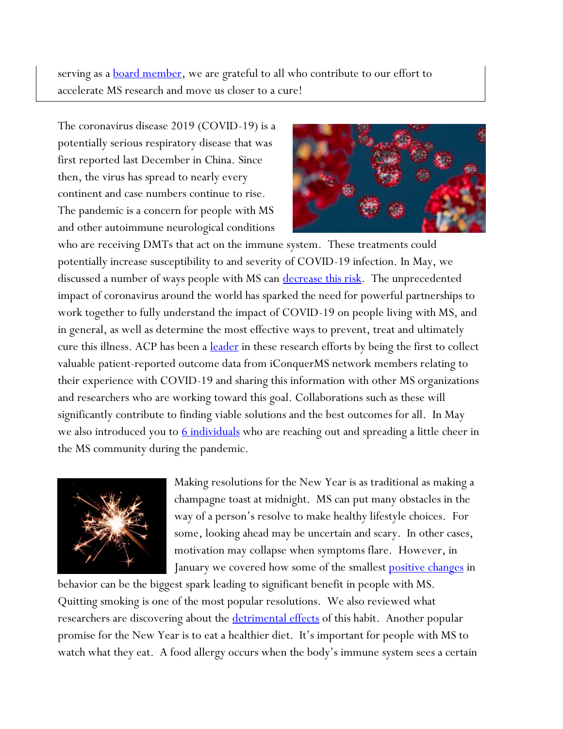serving as a [board member](), we are grateful to all who contribute to our effort to accelerate MS research and move us closer to a cure!

The coronavirus disease 2019 (COVID-19) is a potentially serious respiratory disease that was first reported last December in China. Since then, the virus has spread to nearly every continent and case numbers continue to rise. The pandemic is a concern for people with MS and other autoimmune neurological conditions who are receiving DMTs that act on the immune system. These treatments could potentially increase susceptibility to and severity of COVID-19 infection. In May, we discussed a number of ways people with MS can [decrease this risk](). The unprecedented impact of coronavirus around the world has sparked the need for powerful partnerships to work together to fully understand the impact of COVID-19 on people living with MS, and in general, as well as determine the most effective ways to prevent, treat and ultimately cure this illness. ACP has been a [leader]() in these research efforts by being the first to collect valuable patient-reported outcome data from iConquerMS network members relating to their experience with COVID-19 and sharing this information with other MS organizations and researchers who are working toward this goal. Collaborations such as these will significantly contribute to finding viable solutions and the best outcomes for all. In May we also introduced you to [6 individuals]() who are reaching out and spreading a little cheer in the MS community during the pandemic.

Making resolutions for the New Year is as traditional as making a champagne toast at midnight. MS can put many obstacles in the way of a person's resolve to make healthy lifestyle choices. For some, looking ahead may be uncertain and scary. In other cases, motivation may collapse when symptoms flare. However, in January we covered how some of the smallest [positive changes]() in behavior can be the biggest spark leading to significant benefit in people with MS. Quitting smoking is one of the most popular resolutions. We also reviewed what researchers are discovering about the [detrimental effects]() of this habit. Another popular promise for the New Year is to eat a healthier diet. It's important for people with MS to watch what they eat. A food allergy occurs when the body's immune system sees a certain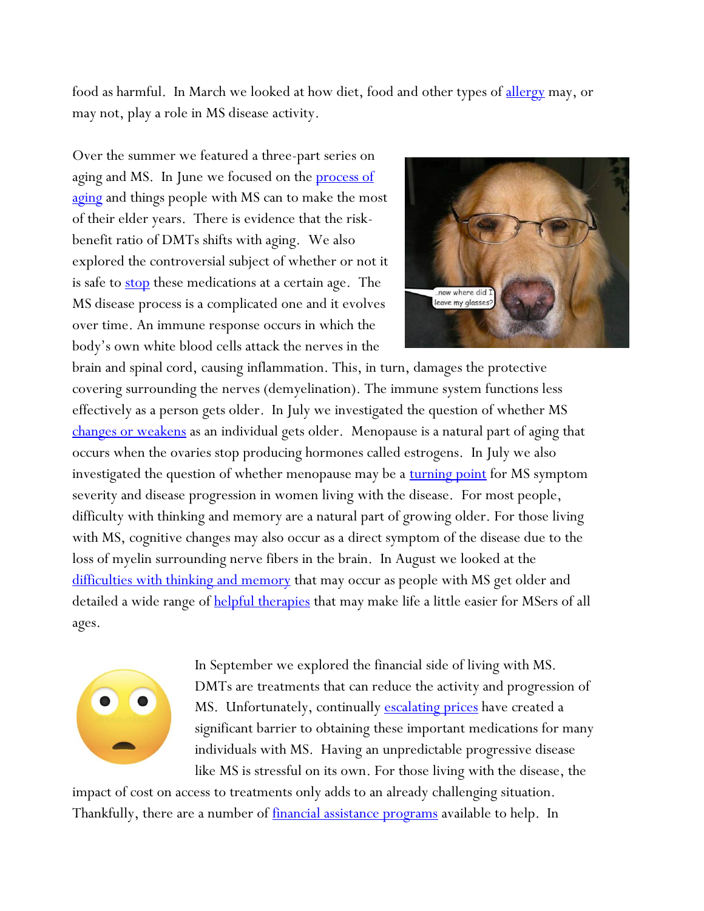food as harmful. In March we looked at how diet, food and other types of allergy may, or may not, play a role in MS disease activity.

Over the summer we featured a three-part series on aging and MS. In June we focused on the process of aging and things people with MS can to make the most of their elder years. There is evidence that the risk-benefit ratio of DMTs shifts with aging. We also explored the controversial subject of whether or not it is safe to stop these medications at a certain age. The MS disease process is a complicated one and it evolves over time. An immune response occurs in which the body's own white blood cells attack the nerves in the brain and spinal cord, causing inflammation. This, in turn, damages the protective covering surrounding the nerves (demyelination). The immune system functions less effectively as a person gets older. In July we investigated the question of whether MS changes or weakens as an individual gets older. Menopause is a natural part of aging that occurs when the ovaries stop producing hormones called estrogens. In July we also investigated the question of whether menopause may be a turning point for MS symptom severity and disease progression in women living with the disease. For most people, difficulty with thinking and memory are a natural part of growing older. For those living with MS, cognitive changes may also occur as a direct symptom of the disease due to the loss of myelin surrounding nerve fibers in the brain. In August we looked at the difficulties with thinking and memory that may occur as people with MS get older and detailed a wide range of helpful therapies that may make life a little easier for MSers of all ages.

In September we explored the financial side of living with MS. DMTs are treatments that can reduce the activity and progression of MS. Unfortunately, continually escalating prices have created a significant barrier to obtaining these important medications for many individuals with MS. Having an unpredictable progressive disease like MS is stressful on its own. For those living with the disease, the impact of cost on access to treatments only adds to an already challenging situation. Thankfully, there are a number of financial assistance programs available to help. In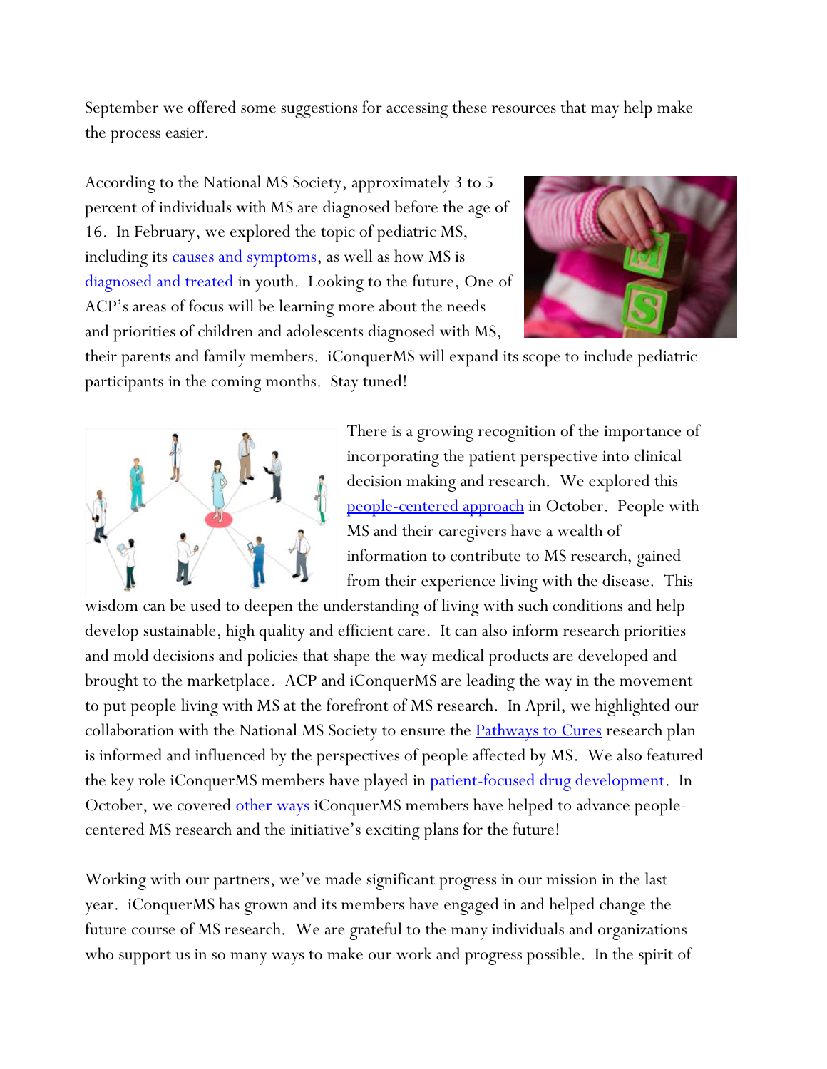September we offered some suggestions for accessing these resources that may help make the process easier.

According to the National MS Society, approximately 3 to 5 percent of individuals with MS are diagnosed before the age of 16. In February, we explored the topic of pediatric MS, including its causes and symptoms, as well as how MS is diagnosed and treated in youth. Looking to the future, One of ACP's areas of focus will be learning more about the needs and priorities of children and adolescents diagnosed with MS, their parents and family members. iConquerMS will expand its scope to include pediatric participants in the coming months. Stay tuned!

There is a growing recognition of the importance of incorporating the patient perspective into clinical decision making and research. We explored this people-centered approach in October. People with MS and their caregivers have a wealth of information to contribute to MS research, gained from their experience living with the disease. This wisdom can be used to deepen the understanding of living with such conditions and help develop sustainable, high quality and efficient care. It can also inform research priorities and mold decisions and policies that shape the way medical products are developed and brought to the marketplace. ACP and iConquerMS are leading the way in the movement to put people living with MS at the forefront of MS research. In April, we highlighted our collaboration with the National MS Society to ensure the Pathways to Cures research plan is informed and influenced by the perspectives of people affected by MS. We also featured the key role iConquerMS members have played in patient-focused drug development. In October, we covered other ways iConquerMS members have helped to advance people-centered MS research and the initiative's exciting plans for the future!

Working with our partners, we've made significant progress in our mission in the last year. iConquerMS has grown and its members have engaged in and helped change the future course of MS research. We are grateful to the many individuals and organizations who support us in so many ways to make our work and progress possible. In the spirit of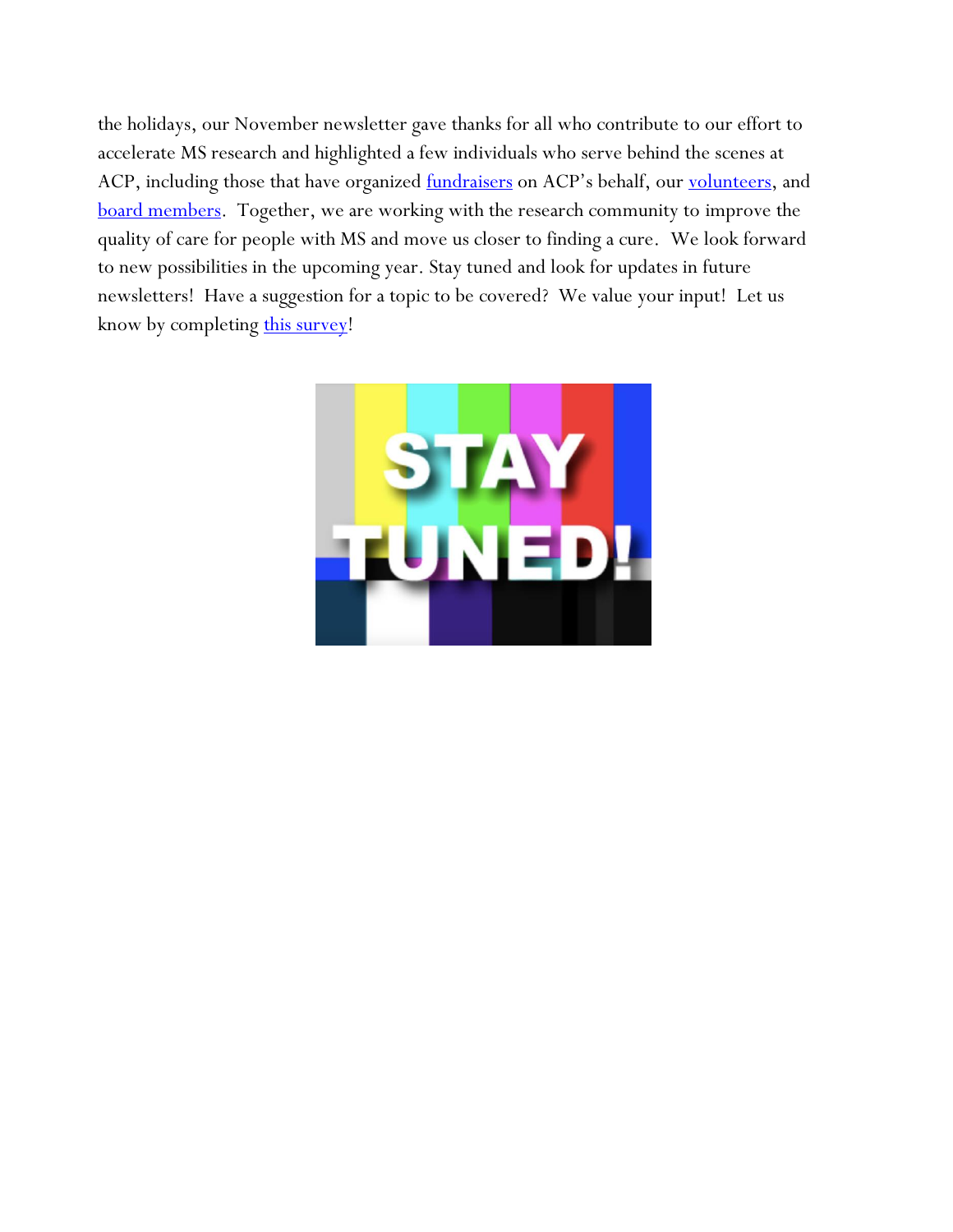the holidays, our November newsletter gave thanks for all who contribute to our effort to accelerate MS research and highlighted a few individuals who serve behind the scenes at ACP, including those that have organized fundraisers on ACP's behalf, our volunteers, and board members. Together, we are working with the research community to improve the quality of care for people with MS and move us closer to finding a cure. We look forward to new possibilities in the upcoming year. Stay tuned and look for updates in future newsletters! Have a suggestion for a topic to be covered? We value your input! Let us know by completing this survey!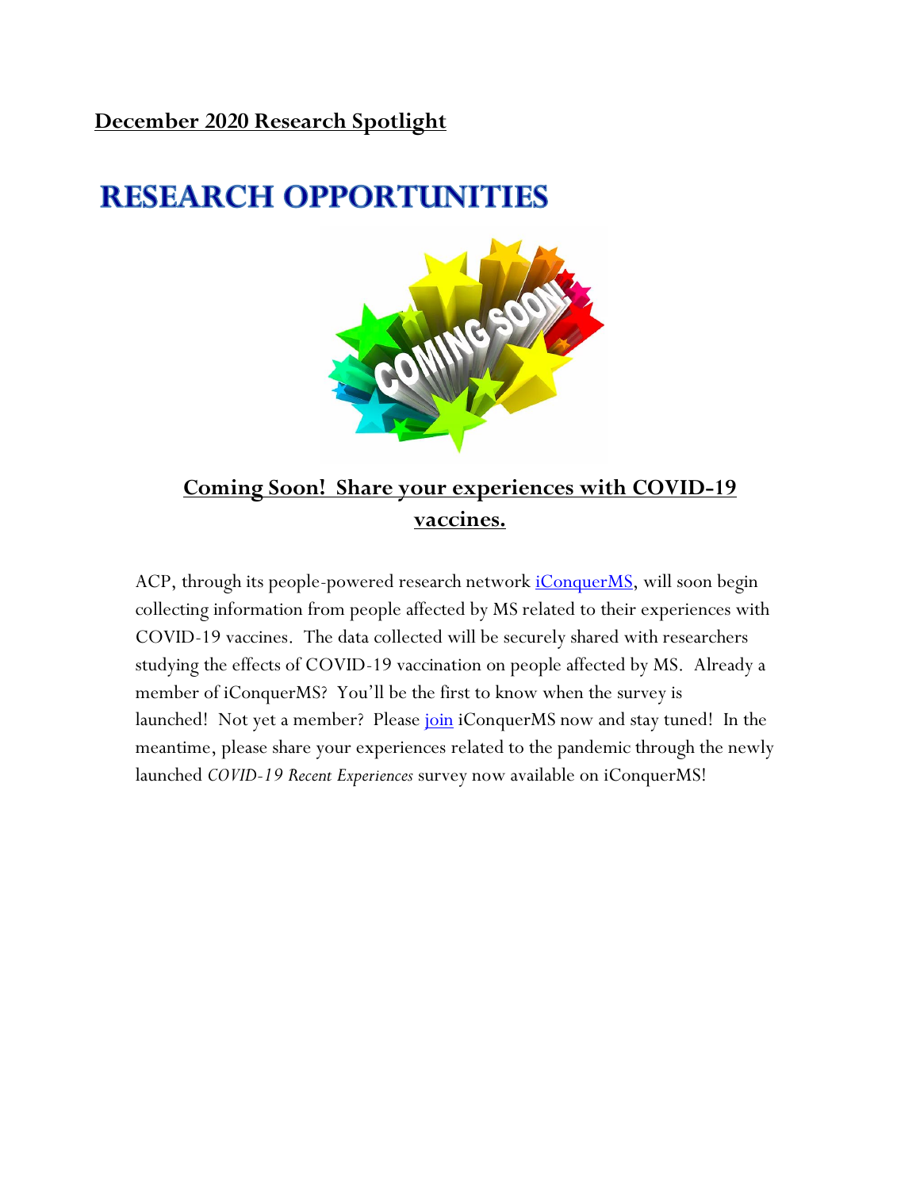**December 2020 Research Spotlight**

# RESEARCH OPPORTUNITIES

## Coming Soon! Share your experiences with COVID-19 vaccines.

ACP, through its people-powered research network iConquerMS, will soon begin collecting information from people affected by MS related to their experiences with COVID-19 vaccines. The data collected will be securely shared with researchers studying the effects of COVID-19 vaccination on people affected by MS. Already a member of iConquerMS? You'll be the first to know when the survey is launched! Not yet a member? Please join iConquerMS now and stay tuned! In the meantime, please share your experiences related to the pandemic through the newly launched *COVID-19 Recent Experiences* survey now available on iConquerMS!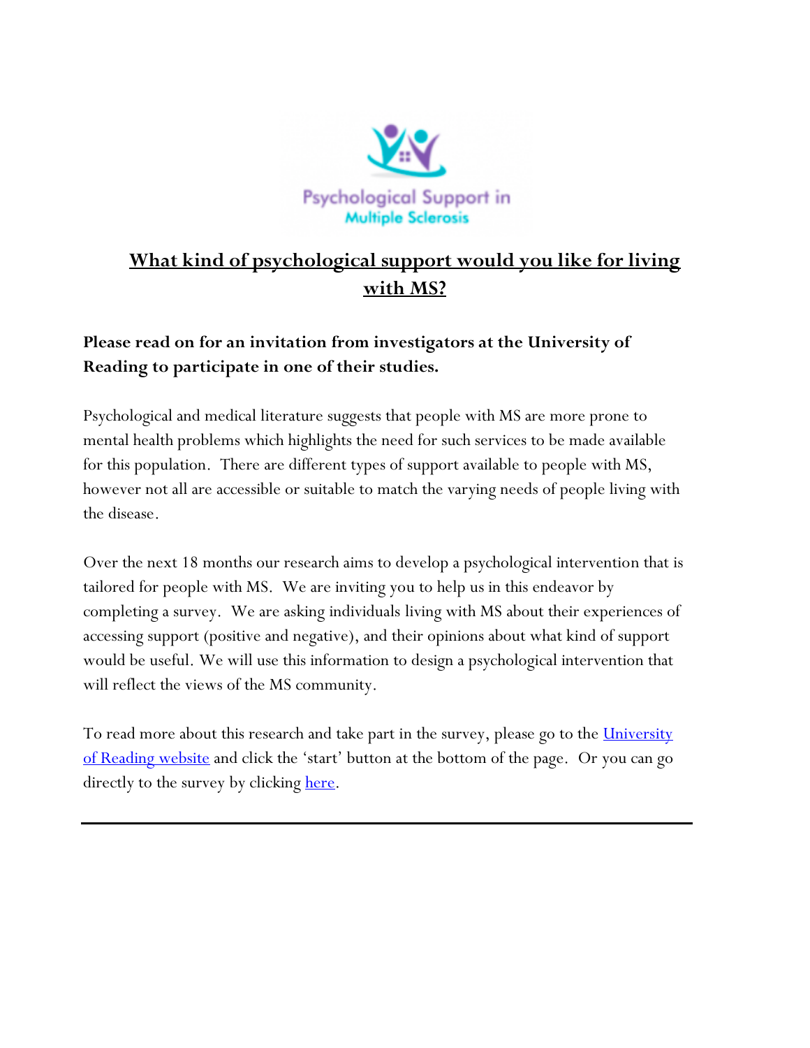Psychological Support in Multiple Sclerosis

## What kind of psychological support would you like for living with MS?

**Please read on for an invitation from investigators at the University of Reading to participate in one of their studies.**

Psychological and medical literature suggests that people with MS are more prone to mental health problems which highlights the need for such services to be made available for this population. There are different types of support available to people with MS, however not all are accessible or suitable to match the varying needs of people living with the disease.

Over the next 18 months our research aims to develop a psychological intervention that is tailored for people with MS. We are inviting you to help us in this endeavor by completing a survey. We are asking individuals living with MS about their experiences of accessing support (positive and negative), and their opinions about what kind of support would be useful. We will use this information to design a psychological intervention that will reflect the views of the MS community.

To read more about this research and take part in the survey, please go to the University of Reading website and click the 'start' button at the bottom of the page. Or you can go directly to the survey by clicking here.

---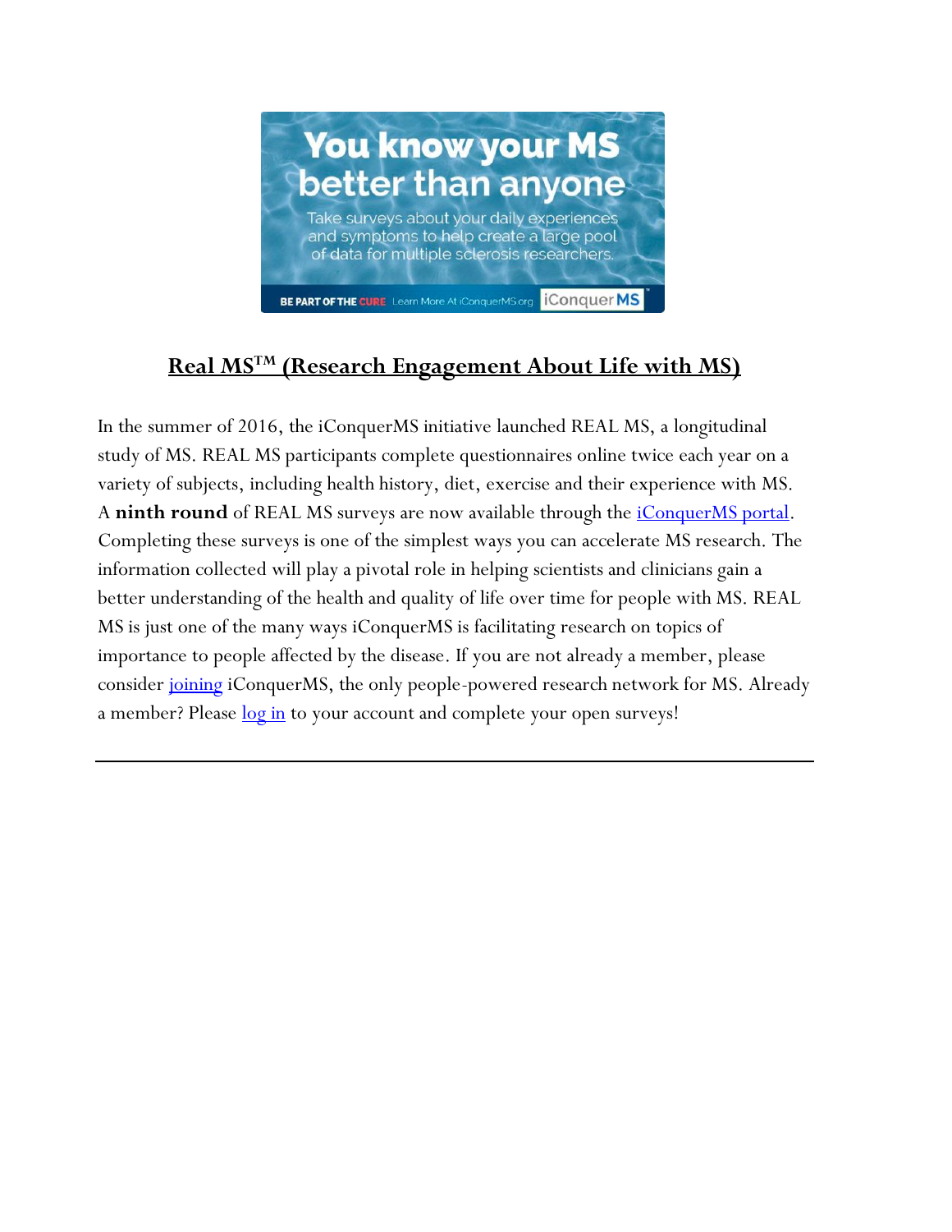## Real MS™ (Research Engagement About Life with MS)

In the summer of 2016, the iConquerMS initiative launched REAL MS, a longitudinal study of MS. REAL MS participants complete questionnaires online twice each year on a variety of subjects, including health history, diet, exercise and their experience with MS. A **ninth round** of REAL MS surveys are now available through the iConquerMS portal. Completing these surveys is one of the simplest ways you can accelerate MS research. The information collected will play a pivotal role in helping scientists and clinicians gain a better understanding of the health and quality of life over time for people with MS. REAL MS is just one of the many ways iConquerMS is facilitating research on topics of importance to people affected by the disease. If you are not already a member, please consider joining iConquerMS, the only people-powered research network for MS. Already a member? Please log in to your account and complete your open surveys!

---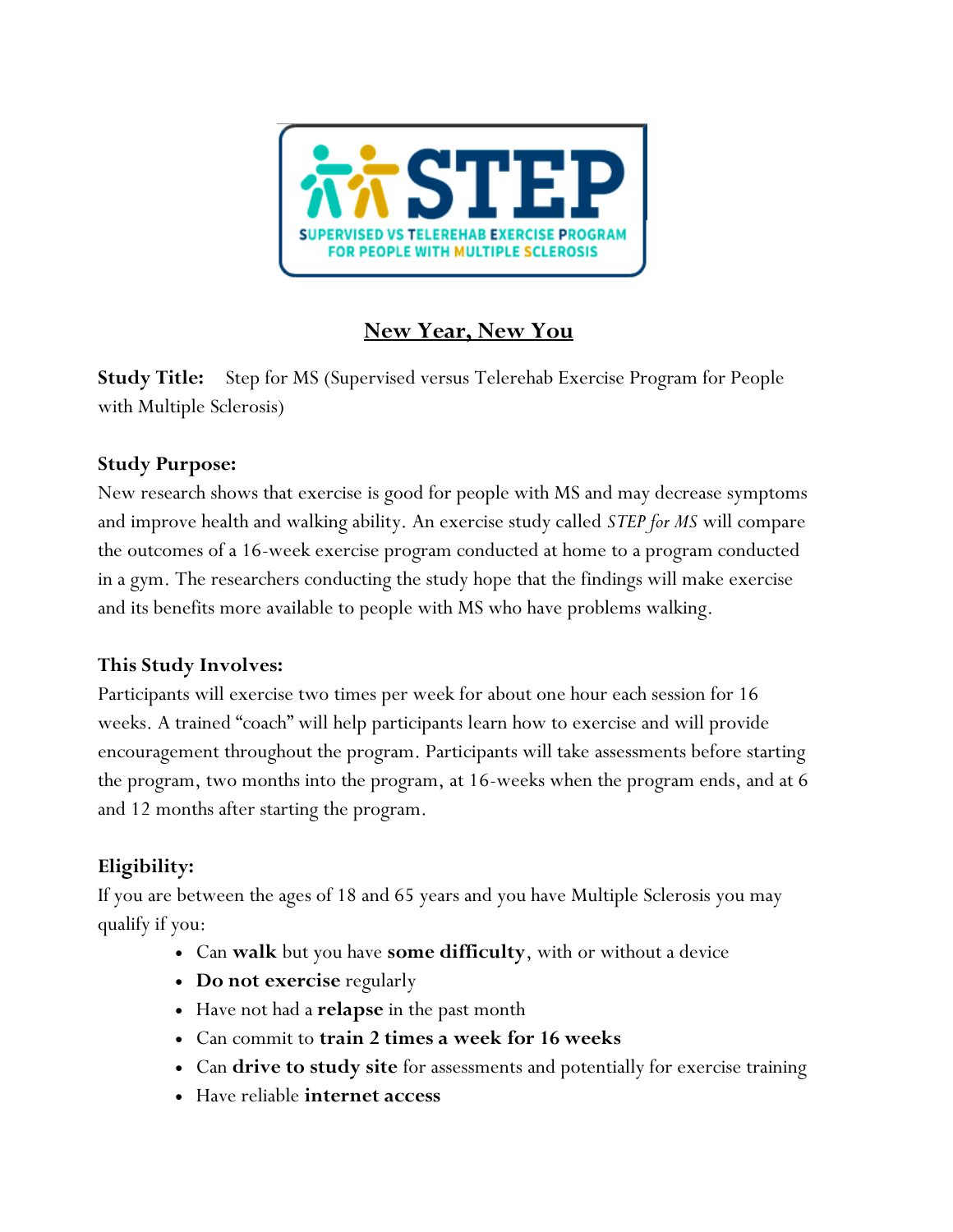**STEP**

**SUPERVISED VS TELEREHAB EXERCISE PROGRAM FOR PEOPLE WITH MULTIPLE SCLEROSIS**

## New Year, New You

**Study Title:** Step for MS (Supervised versus Telerehab Exercise Program for People with Multiple Sclerosis)

**Study Purpose:**
New research shows that exercise is good for people with MS and may decrease symptoms and improve health and walking ability. An exercise study called *STEP for MS* will compare the outcomes of a 16-week exercise program conducted at home to a program conducted in a gym. The researchers conducting the study hope that the findings will make exercise and its benefits more available to people with MS who have problems walking.

**This Study Involves:**
Participants will exercise two times per week for about one hour each session for 16 weeks. A trained "coach" will help participants learn how to exercise and will provide encouragement throughout the program. Participants will take assessments before starting the program, two months into the program, at 16-weeks when the program ends, and at 6 and 12 months after starting the program.

**Eligibility:**
If you are between the ages of 18 and 65 years and you have Multiple Sclerosis you may qualify if you:

- Can **walk** but you have **some difficulty**, with or without a device
- **Do not exercise** regularly
- Have not had a **relapse** in the past month
- Can commit to **train 2 times a week for 16 weeks**
- Can **drive to study site** for assessments and potentially for exercise training
- Have reliable **internet access**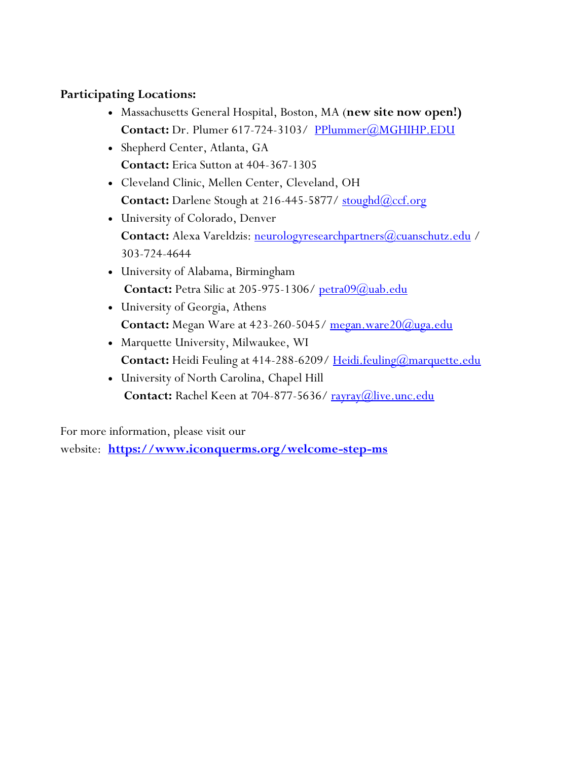**Participating Locations:**

- Massachusetts General Hospital, Boston, MA (**new site now open!)**
  **Contact:** Dr. Plumer 617-724-3103/ PPlummer@MGHIHP.EDU
- Shepherd Center, Atlanta, GA
  **Contact:** Erica Sutton at 404-367-1305
- Cleveland Clinic, Mellen Center, Cleveland, OH
  **Contact:** Darlene Stough at 216-445-5877/ stoughd@ccf.org
- University of Colorado, Denver
  **Contact:** Alexa Vareldzis: neurologyresearchpartners@cuanschutz.edu / 303-724-4644
- University of Alabama, Birmingham
  **Contact:** Petra Silic at 205-975-1306/ petra09@uab.edu
- University of Georgia, Athens
  **Contact:** Megan Ware at 423-260-5045/ megan.ware20@uga.edu
- Marquette University, Milwaukee, WI
  **Contact:** Heidi Feuling at 414-288-6209/ Heidi.feuling@marquette.edu
- University of North Carolina, Chapel Hill
  **Contact:** Rachel Keen at 704-877-5636/ rayray@live.unc.edu

For more information, please visit our website: **https://www.iconquerms.org/welcome-step-ms**